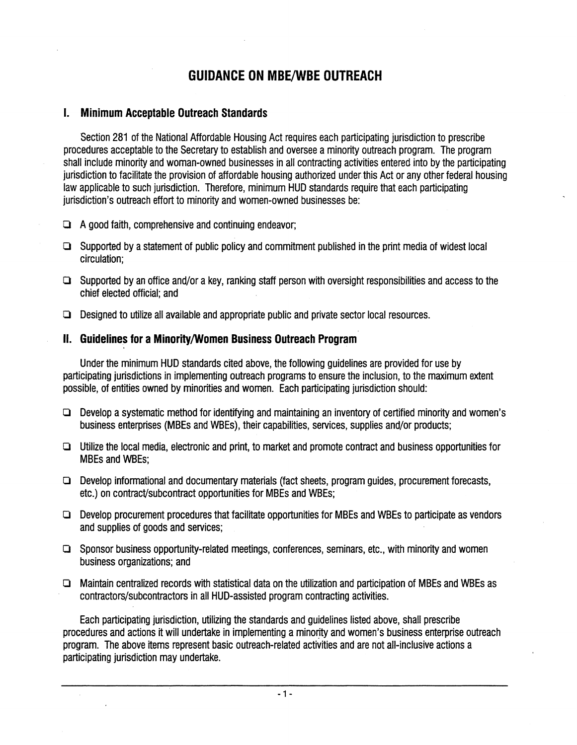# GUIDANCE ON MBE/WBE OUTREACH

## I. Minimum Acceptable Outreach Standards

Section 281 of the National Affordable Housing Act requires each participating jurisdiction to prescribe procedures acceptable to the Secretary to establish and oversee a minority outreach program. The program shall include minority and woman-owned businesses in all contracting activities entered into by the participating jurisdiction to facilitate the provision of affordable housing authorized under this Act or any other federal housing law applicable to such jurisdiction. Therefore, minimum HUD standards require that each participating jurisdiction's outreach effort to minority and women-owned businesses be:

- A good faith, comprehensive and continuing endeavor;
- Supported by a statement of public policy and commitment published in the print media of widest local circulation;
- Supported by an office and/or a key, ranking staff person with oversight responsibilities and access to the chief elected official; and
- Designed to utilize all available and appropriate public and private sector local resources.

## II. Guidelines for a Minority/Women Business Outreach Program

Under the minimum HUD standards cited above, the following guidelines are provided for use by participating jurisdictions in implementing outreach programs to ensure the inclusion, to the maximum extent possible, of entities owned by minorities and women. Each participating jurisdiction should:

- Develop a systematic method for identifying and maintaining an inventory of certified minority and women's business enterprises (MBEs and WBEs), their capabilities, services, supplies and/or products;
- Utilize the local media, electronic and print, to market and promote contract and business opportunities for MBEs and WBEs;
- Develop informational and documentary materials (fact sheets, program guides, procurement forecasts, etc.) on contract/subcontract opportunities for MBEs and WBEs;
- Develop procurement procedures that facilitate opportunities for MBEs and WBEs to participate as vendors and supplies of goods and services;
- Sponsor business opportunity-related meetings, conferences, seminars, etc., with minority and women business organizations; and
- Maintain centralized records with statistical data on the utilization and participation of MBEs and WBEs as contractors/subcontractors in all HUD-assisted program contracting activities.

Each participating jurisdiction, utilizing the standards and guidelines listed above, shall prescribe procedures and actions it will undertake in implementing a minority and women's business enterprise outreach program. The above items represent basic outreach-related activities and are not all-inclusive actions a participating jurisdiction may undertake.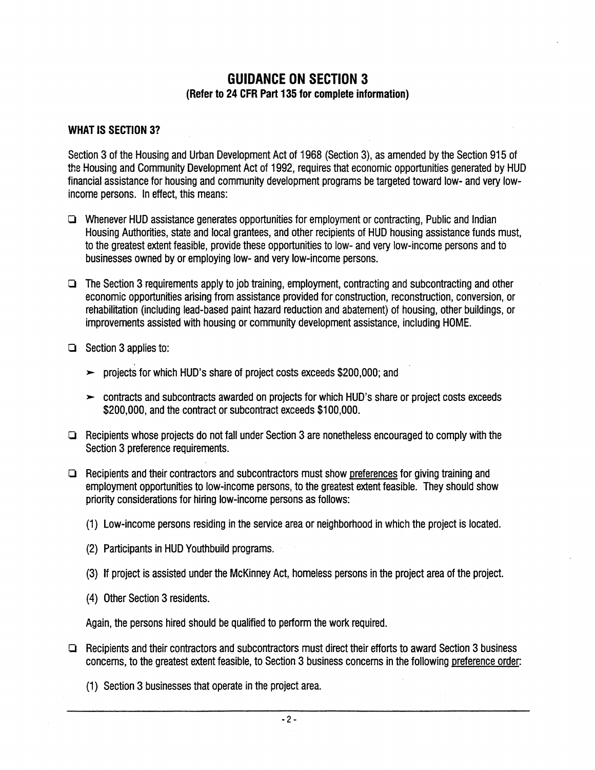## GUIDANCE ON SECTION 3

**(Refer to 24 CFR Part 135 for complete information)**

### WHAT IS SECTION 3?

Section 3 of the Housing and Urban Development Act of 1968 (Section 3), as amended by the Section 915 of the Housing and Community Development Act of 1992, requires that economic opportunities generated by HUD financial assistance for housing and community development programs be targeted toward low- and very low-income persons. In effect, this means:

- Whenever HUD assistance generates opportunities for employment or contracting, Public and Indian Housing Authorities, state and local grantees, and other recipients of HUD housing assistance funds must, to the greatest extent feasible, provide these opportunities to low- and very low-income persons and to businesses owned by or employing low- and very low-income persons.

- The Section 3 requirements apply to job training, employment, contracting and subcontracting and other economic opportunities arising from assistance provided for construction, reconstruction, conversion, or rehabilitation (including lead-based paint hazard reduction and abatement) of housing, other buildings, or improvements assisted with housing or community development assistance, including HOME.

- Section 3 applies to:

  - projects for which HUD's share of project costs exceeds $200,000; and

  - contracts and subcontracts awarded on projects for which HUD's share or project costs exceeds $200,000, and the contract or subcontract exceeds $100,000.

- Recipients whose projects do not fall under Section 3 are nonetheless encouraged to comply with the Section 3 preference requirements.

- Recipients and their contractors and subcontractors must show <u>preferences</u> for giving training and employment opportunities to low-income persons, to the greatest extent feasible. They should show priority considerations for hiring low-income persons as follows:

  (1) Low-income persons residing in the service area or neighborhood in which the project is located.

  (2) Participants in HUD Youthbuild programs.

  (3) If project is assisted under the McKinney Act, homeless persons in the project area of the project.

  (4) Other Section 3 residents.

  Again, the persons hired should be qualified to perform the work required.

- Recipients and their contractors and subcontractors must direct their efforts to award Section 3 business concerns, to the greatest extent feasible, to Section 3 business concerns in the following <u>preference order</u>:

  (1) Section 3 businesses that operate in the project area.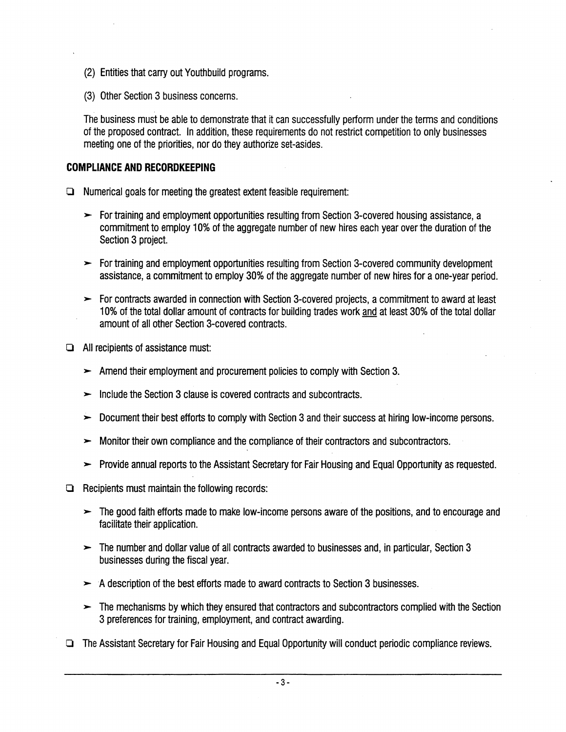(2) Entities that carry out Youthbuild programs.

(3) Other Section 3 business concerns.

The business must be able to demonstrate that it can successfully perform under the terms and conditions of the proposed contract. In addition, these requirements do not restrict competition to only businesses meeting one of the priorities, nor do they authorize set-asides.

## COMPLIANCE AND RECORDKEEPING

- Numerical goals for meeting the greatest extent feasible requirement:
  - For training and employment opportunities resulting from Section 3-covered housing assistance, a commitment to employ 10% of the aggregate number of new hires each year over the duration of the Section 3 project.
  - For training and employment opportunities resulting from Section 3-covered community development assistance, a commitment to employ 30% of the aggregate number of new hires for a one-year period.
  - For contracts awarded in connection with Section 3-covered projects, a commitment to award at least 10% of the total dollar amount of contracts for building trades work <u>and</u> at least 30% of the total dollar amount of all other Section 3-covered contracts.
- All recipients of assistance must:
  - Amend their employment and procurement policies to comply with Section 3.
  - Include the Section 3 clause is covered contracts and subcontracts.
  - Document their best efforts to comply with Section 3 and their success at hiring low-income persons.
  - Monitor their own compliance and the compliance of their contractors and subcontractors.
  - Provide annual reports to the Assistant Secretary for Fair Housing and Equal Opportunity as requested.
- Recipients must maintain the following records:
  - The good faith efforts made to make low-income persons aware of the positions, and to encourage and facilitate their application.
  - The number and dollar value of all contracts awarded to businesses and, in particular, Section 3 businesses during the fiscal year.
  - A description of the best efforts made to award contracts to Section 3 businesses.
  - The mechanisms by which they ensured that contractors and subcontractors complied with the Section 3 preferences for training, employment, and contract awarding.
- The Assistant Secretary for Fair Housing and Equal Opportunity will conduct periodic compliance reviews.